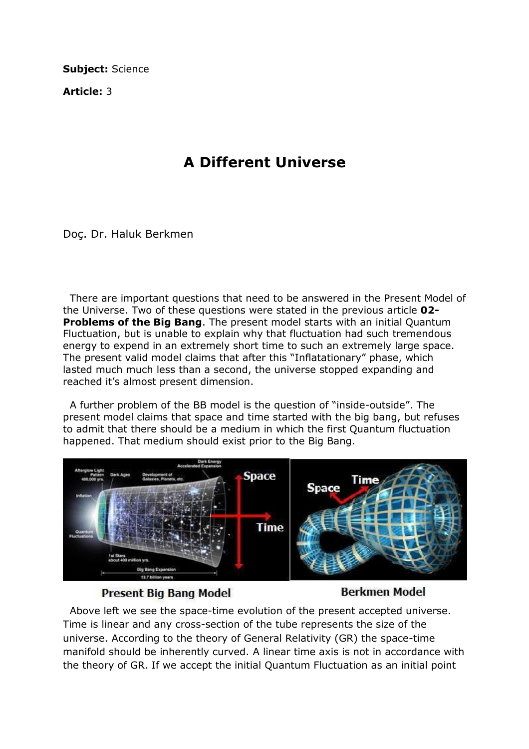**Subject:** Science

**Article:** 3

# A Different Universe

Doç. Dr. Haluk Berkmen

There are important questions that need to be answered in the Present Model of the Universe. Two of these questions were stated in the previous article **02-Problems of the Big Bang**. The present model starts with an initial Quantum Fluctuation, but is unable to explain why that fluctuation had such tremendous energy to expend in an extremely short time to such an extremely large space. The present valid model claims that after this "Inflatationary" phase, which lasted much much less than a second, the universe stopped expanding and reached it's almost present dimension.

A further problem of the BB model is the question of "inside-outside". The present model claims that space and time started with the big bang, but refuses to admit that there should be a medium in which the first Quantum fluctuation happened. That medium should exist prior to the Big Bang.

**Present Big Bang Model** **Berkmen Model**

Above left we see the space-time evolution of the present accepted universe. Time is linear and any cross-section of the tube represents the size of the universe. According to the theory of General Relativity (GR) the space-time manifold should be inherently curved. A linear time axis is not in accordance with the theory of GR. If we accept the initial Quantum Fluctuation as an initial point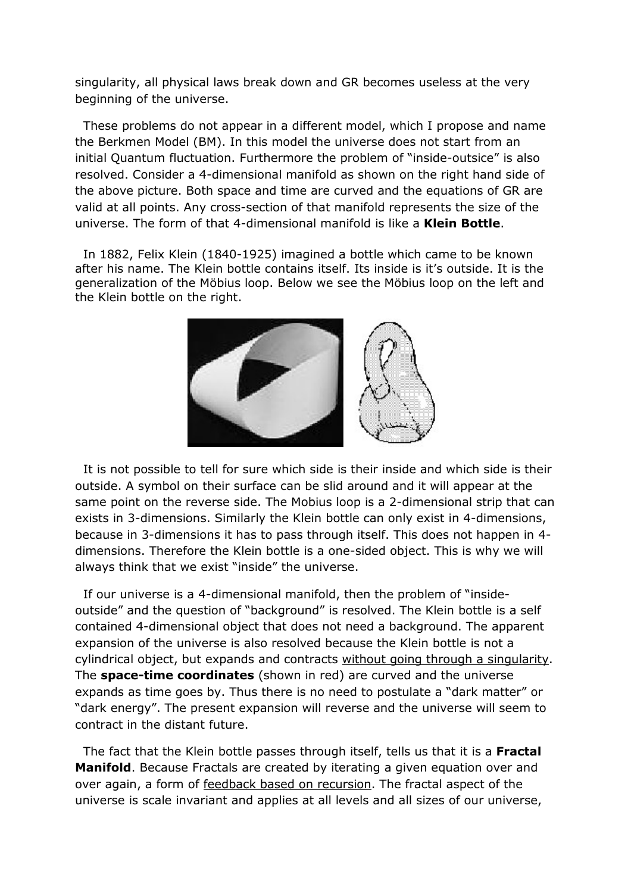singularity, all physical laws break down and GR becomes useless at the very beginning of the universe.

These problems do not appear in a different model, which I propose and name the Berkmen Model (BM). In this model the universe does not start from an initial Quantum fluctuation. Furthermore the problem of "inside-outsice" is also resolved. Consider a 4-dimensional manifold as shown on the right hand side of the above picture. Both space and time are curved and the equations of GR are valid at all points. Any cross-section of that manifold represents the size of the universe. The form of that 4-dimensional manifold is like a **Klein Bottle**.

In 1882, Felix Klein (1840-1925) imagined a bottle which came to be known after his name. The Klein bottle contains itself. Its inside is it's outside. It is the generalization of the Möbius loop. Below we see the Möbius loop on the left and the Klein bottle on the right.

It is not possible to tell for sure which side is their inside and which side is their outside. A symbol on their surface can be slid around and it will appear at the same point on the reverse side. The Mobius loop is a 2-dimensional strip that can exists in 3-dimensions. Similarly the Klein bottle can only exist in 4-dimensions, because in 3-dimensions it has to pass through itself. This does not happen in 4-dimensions. Therefore the Klein bottle is a one-sided object. This is why we will always think that we exist "inside" the universe.

If our universe is a 4-dimensional manifold, then the problem of "inside-outside" and the question of "background" is resolved. The Klein bottle is a self contained 4-dimensional object that does not need a background. The apparent expansion of the universe is also resolved because the Klein bottle is not a cylindrical object, but expands and contracts without going through a singularity. The **space-time coordinates** (shown in red) are curved and the universe expands as time goes by. Thus there is no need to postulate a "dark matter" or "dark energy". The present expansion will reverse and the universe will seem to contract in the distant future.

The fact that the Klein bottle passes through itself, tells us that it is a **Fractal Manifold**. Because Fractals are created by iterating a given equation over and over again, a form of feedback based on recursion. The fractal aspect of the universe is scale invariant and applies at all levels and all sizes of our universe,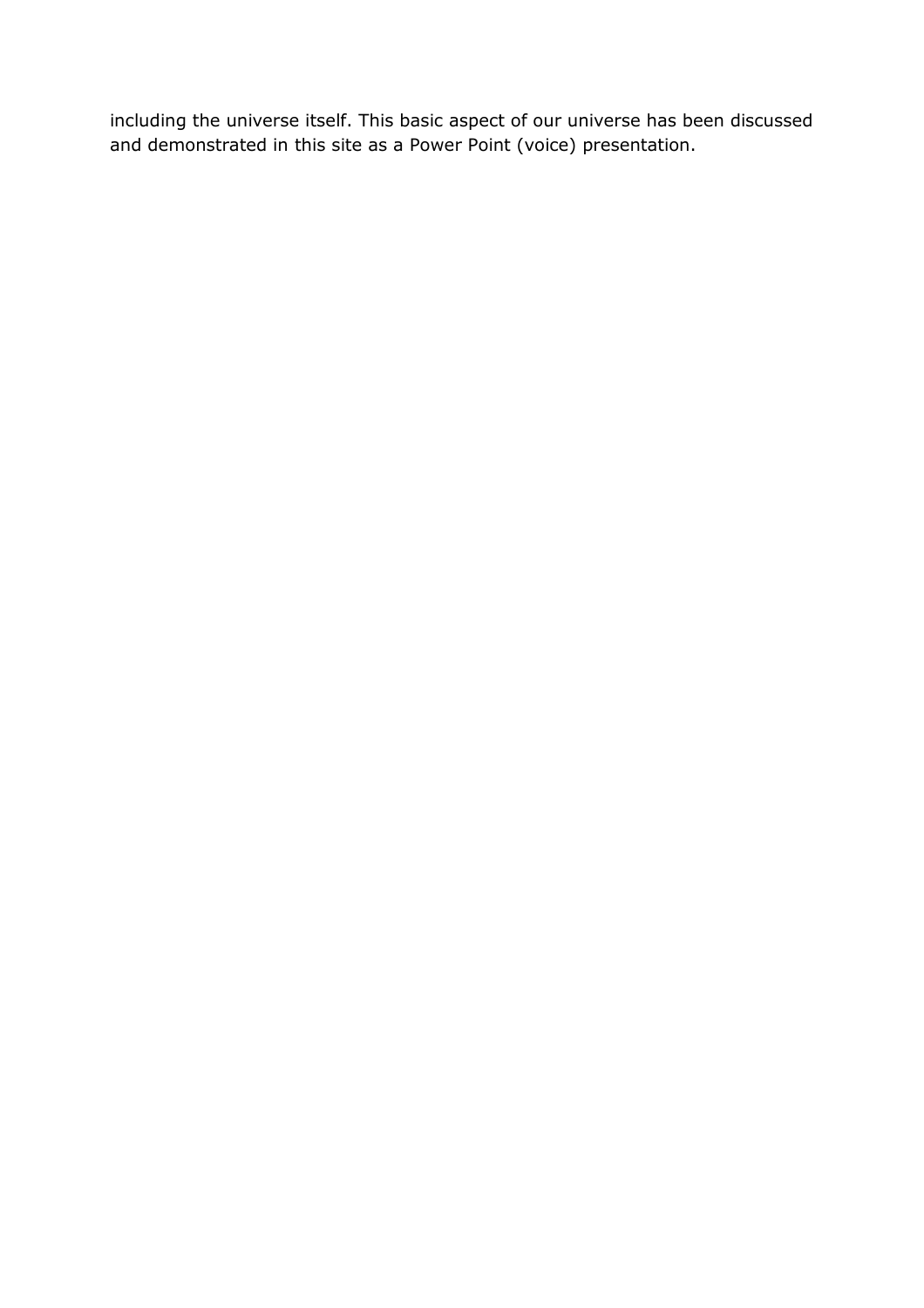including the universe itself. This basic aspect of our universe has been discussed and demonstrated in this site as a Power Point (voice) presentation.